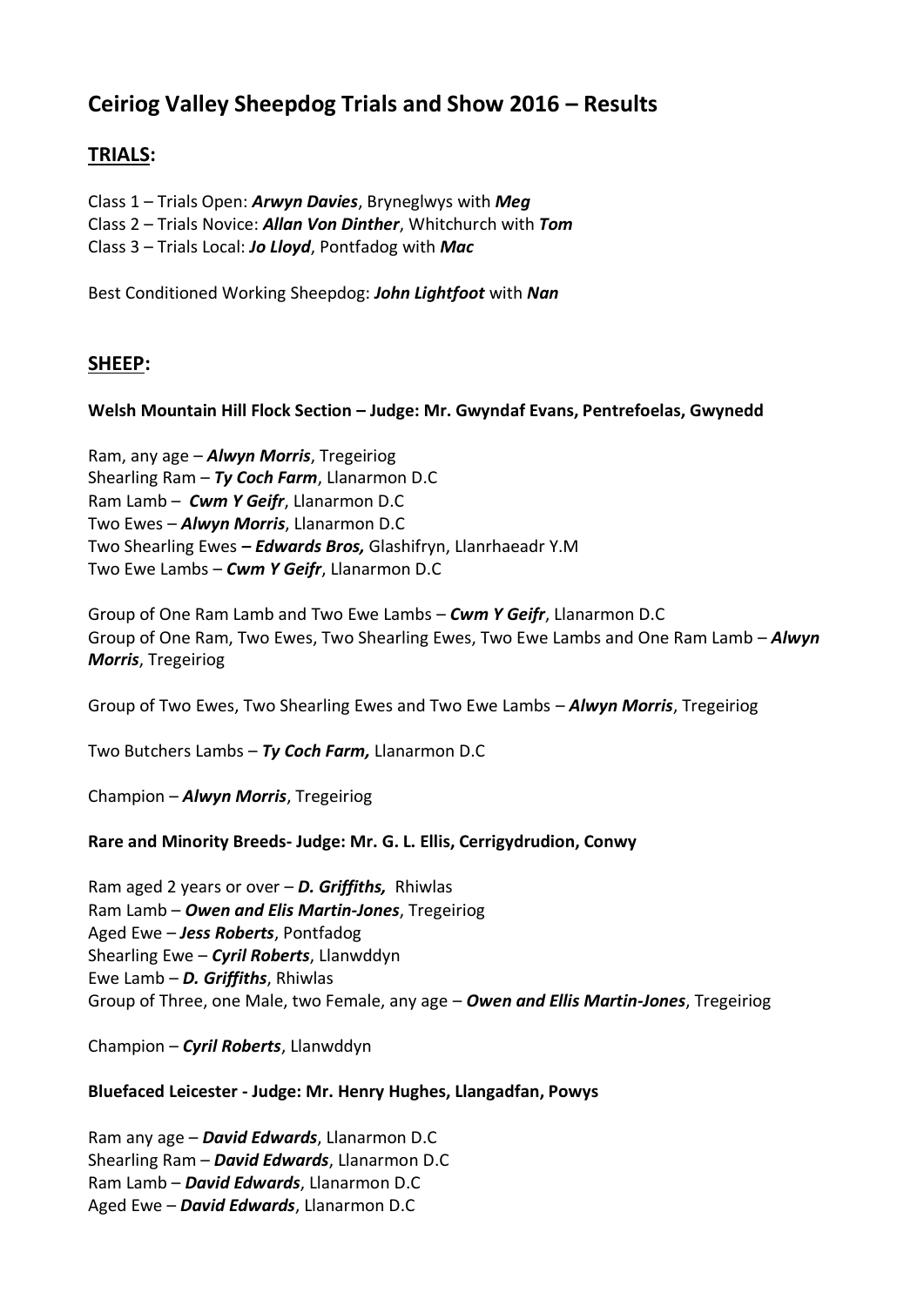# Ceiriog Valley Sheepdog Trials and Show 2016 – Results

## TRIALS:

Class 1 – Trials Open: ***Arwyn Davies***, Bryneglwys with ***Meg***
Class 2 – Trials Novice: ***Allan Von Dinther***, Whitchurch with ***Tom***
Class 3 – Trials Local: ***Jo Lloyd***, Pontfadog with ***Mac***

Best Conditioned Working Sheepdog: ***John Lightfoot*** with ***Nan***

## SHEEP:

**Welsh Mountain Hill Flock Section – Judge: Mr. Gwyndaf Evans, Pentrefoelas, Gwynedd**

Ram, any age – ***Alwyn Morris***, Tregeiriog
Shearling Ram – ***Ty Coch Farm***, Llanarmon D.C
Ram Lamb – ***Cwm Y Geifr***, Llanarmon D.C
Two Ewes – ***Alwyn Morris***, Llanarmon D.C
Two Shearling Ewes **–** ***Edwards Bros,*** Glashifryn, Llanrhaeadr Y.M
Two Ewe Lambs – ***Cwm Y Geifr***, Llanarmon D.C

Group of One Ram Lamb and Two Ewe Lambs – ***Cwm Y Geifr***, Llanarmon D.C
Group of One Ram, Two Ewes, Two Shearling Ewes, Two Ewe Lambs and One Ram Lamb – ***Alwyn Morris***, Tregeiriog

Group of Two Ewes, Two Shearling Ewes and Two Ewe Lambs – ***Alwyn Morris***, Tregeiriog

Two Butchers Lambs – ***Ty Coch Farm,*** Llanarmon D.C

Champion – ***Alwyn Morris***, Tregeiriog

**Rare and Minority Breeds- Judge: Mr. G. L. Ellis, Cerrigydrudion, Conwy**

Ram aged 2 years or over – ***D. Griffiths,*** Rhiwlas
Ram Lamb – ***Owen and Elis Martin-Jones***, Tregeiriog
Aged Ewe – ***Jess Roberts***, Pontfadog
Shearling Ewe – ***Cyril Roberts***, Llanwddyn
Ewe Lamb – ***D. Griffiths***, Rhiwlas
Group of Three, one Male, two Female, any age – ***Owen and Ellis Martin-Jones***, Tregeiriog

Champion – ***Cyril Roberts***, Llanwddyn

**Bluefaced Leicester - Judge: Mr. Henry Hughes, Llangadfan, Powys**

Ram any age – ***David Edwards***, Llanarmon D.C
Shearling Ram – ***David Edwards***, Llanarmon D.C
Ram Lamb – ***David Edwards***, Llanarmon D.C
Aged Ewe – ***David Edwards***, Llanarmon D.C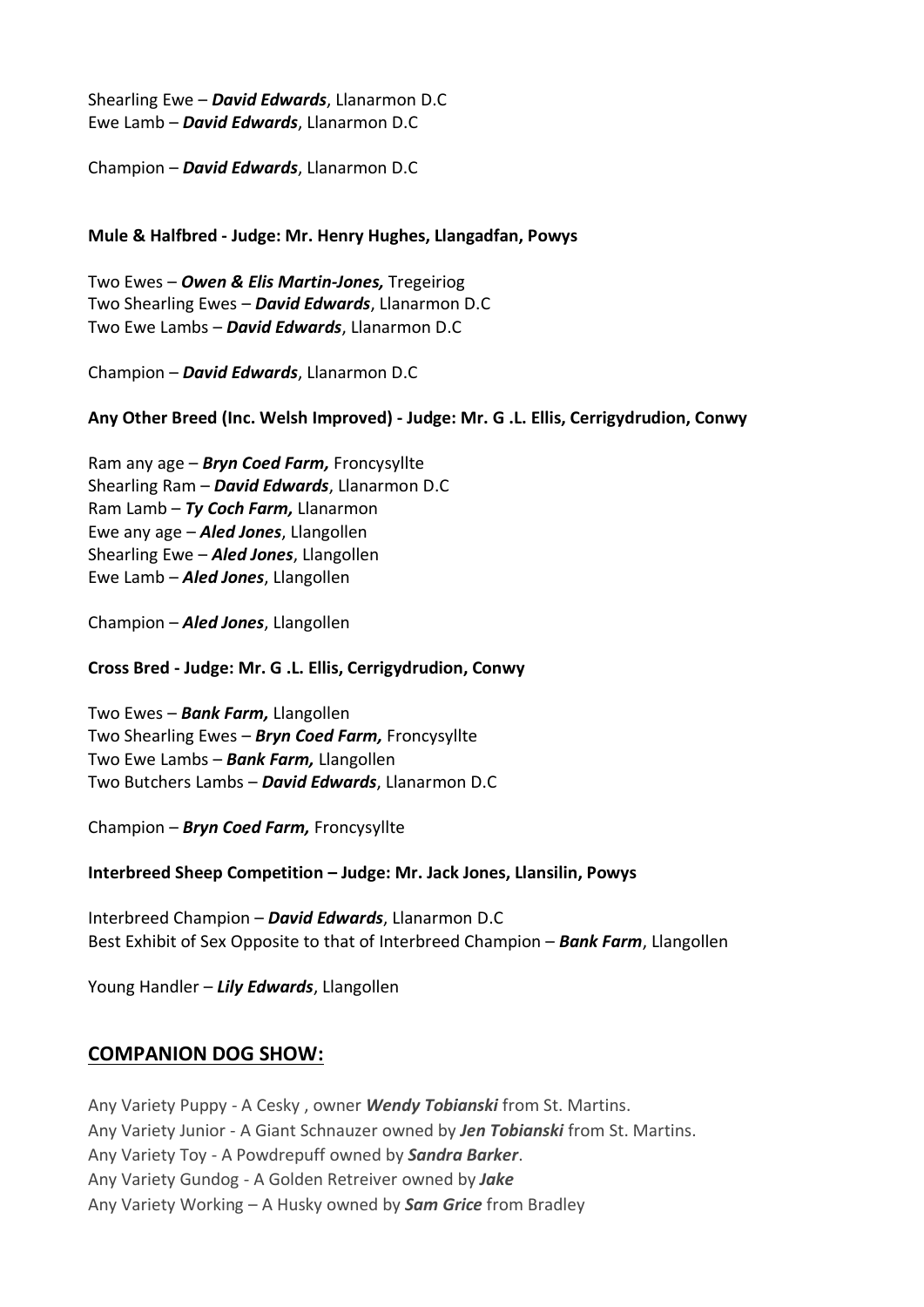Shearling Ewe – ***David Edwards***, Llanarmon D.C
Ewe Lamb – ***David Edwards***, Llanarmon D.C

Champion – ***David Edwards***, Llanarmon D.C

**Mule & Halfbred - Judge: Mr. Henry Hughes, Llangadfan, Powys**

Two Ewes – ***Owen & Elis Martin-Jones,*** Tregeiriog
Two Shearling Ewes – ***David Edwards***, Llanarmon D.C
Two Ewe Lambs – ***David Edwards***, Llanarmon D.C

Champion – ***David Edwards***, Llanarmon D.C

**Any Other Breed (Inc. Welsh Improved) - Judge: Mr. G .L. Ellis, Cerrigydrudion, Conwy**

Ram any age – ***Bryn Coed Farm,*** Froncysyllte
Shearling Ram – ***David Edwards***, Llanarmon D.C
Ram Lamb – ***Ty Coch Farm,*** Llanarmon
Ewe any age – ***Aled Jones***, Llangollen
Shearling Ewe – ***Aled Jones***, Llangollen
Ewe Lamb – ***Aled Jones***, Llangollen

Champion – ***Aled Jones***, Llangollen

**Cross Bred - Judge: Mr. G .L. Ellis, Cerrigydrudion, Conwy**

Two Ewes – ***Bank Farm,*** Llangollen
Two Shearling Ewes – ***Bryn Coed Farm,*** Froncysyllte
Two Ewe Lambs – ***Bank Farm,*** Llangollen
Two Butchers Lambs – ***David Edwards***, Llanarmon D.C

Champion – ***Bryn Coed Farm,*** Froncysyllte

**Interbreed Sheep Competition – Judge: Mr. Jack Jones, Llansilin, Powys**

Interbreed Champion – ***David Edwards***, Llanarmon D.C
Best Exhibit of Sex Opposite to that of Interbreed Champion – ***Bank Farm***, Llangollen

Young Handler – ***Lily Edwards***, Llangollen

## COMPANION DOG SHOW:

Any Variety Puppy - A Cesky , owner ***Wendy Tobianski*** from St. Martins.
Any Variety Junior - A Giant Schnauzer owned by ***Jen Tobianski*** from St. Martins.
Any Variety Toy - A Powdrepuff owned by ***Sandra Barker***.
Any Variety Gundog - A Golden Retreiver owned by ***Jake***
Any Variety Working – A Husky owned by ***Sam Grice*** from Bradley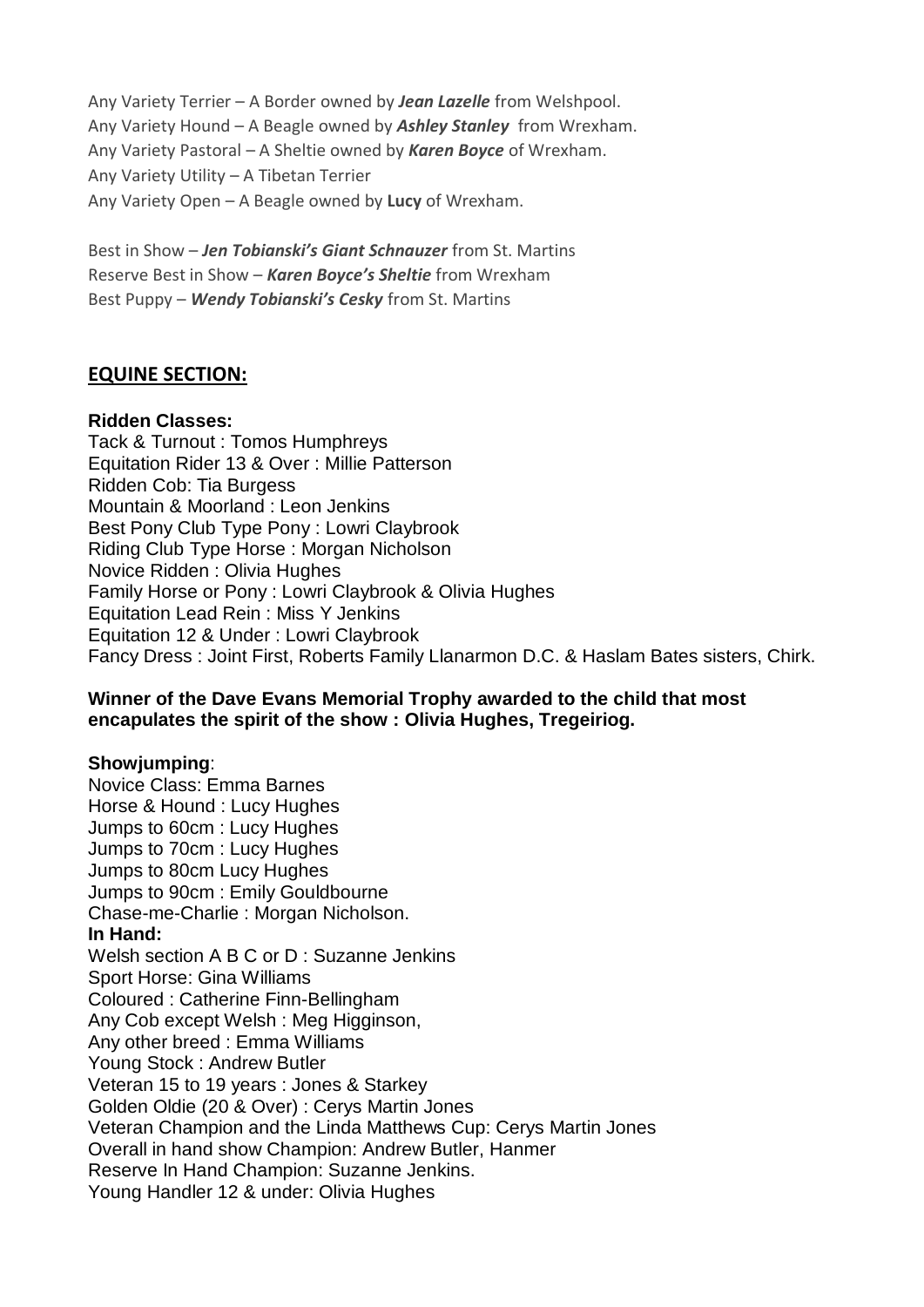Any Variety Terrier – A Border owned by ***Jean Lazelle*** from Welshpool.
Any Variety Hound – A Beagle owned by ***Ashley Stanley*** from Wrexham.
Any Variety Pastoral – A Sheltie owned by ***Karen Boyce*** of Wrexham.
Any Variety Utility – A Tibetan Terrier
Any Variety Open – A Beagle owned by **Lucy** of Wrexham.

Best in Show – ***Jen Tobianski's Giant Schnauzer*** from St. Martins
Reserve Best in Show – ***Karen Boyce's Sheltie*** from Wrexham
Best Puppy – ***Wendy Tobianski's Cesky*** from St. Martins

## EQUINE SECTION:

**Ridden Classes:**
Tack & Turnout : Tomos Humphreys
Equitation Rider 13 & Over : Millie Patterson
Ridden Cob: Tia Burgess
Mountain & Moorland : Leon Jenkins
Best Pony Club Type Pony : Lowri Claybrook
Riding Club Type Horse : Morgan Nicholson
Novice Ridden : Olivia Hughes
Family Horse or Pony : Lowri Claybrook & Olivia Hughes
Equitation Lead Rein : Miss Y Jenkins
Equitation 12 & Under : Lowri Claybrook
Fancy Dress : Joint First, Roberts Family Llanarmon D.C. & Haslam Bates sisters, Chirk.

**Winner of the Dave Evans Memorial Trophy awarded to the child that most encapulates the spirit of the show : Olivia Hughes, Tregeiriog.**

**Showjumping**:
Novice Class: Emma Barnes
Horse & Hound : Lucy Hughes
Jumps to 60cm : Lucy Hughes
Jumps to 70cm : Lucy Hughes
Jumps to 80cm Lucy Hughes
Jumps to 90cm : Emily Gouldbourne
Chase-me-Charlie : Morgan Nicholson.

**In Hand:**
Welsh section A B C or D : Suzanne Jenkins
Sport Horse: Gina Williams
Coloured : Catherine Finn-Bellingham
Any Cob except Welsh : Meg Higginson,
Any other breed : Emma Williams
Young Stock : Andrew Butler
Veteran 15 to 19 years : Jones & Starkey
Golden Oldie (20 & Over) : Cerys Martin Jones
Veteran Champion and the Linda Matthews Cup: Cerys Martin Jones
Overall in hand show Champion: Andrew Butler, Hanmer
Reserve In Hand Champion: Suzanne Jenkins.
Young Handler 12 & under: Olivia Hughes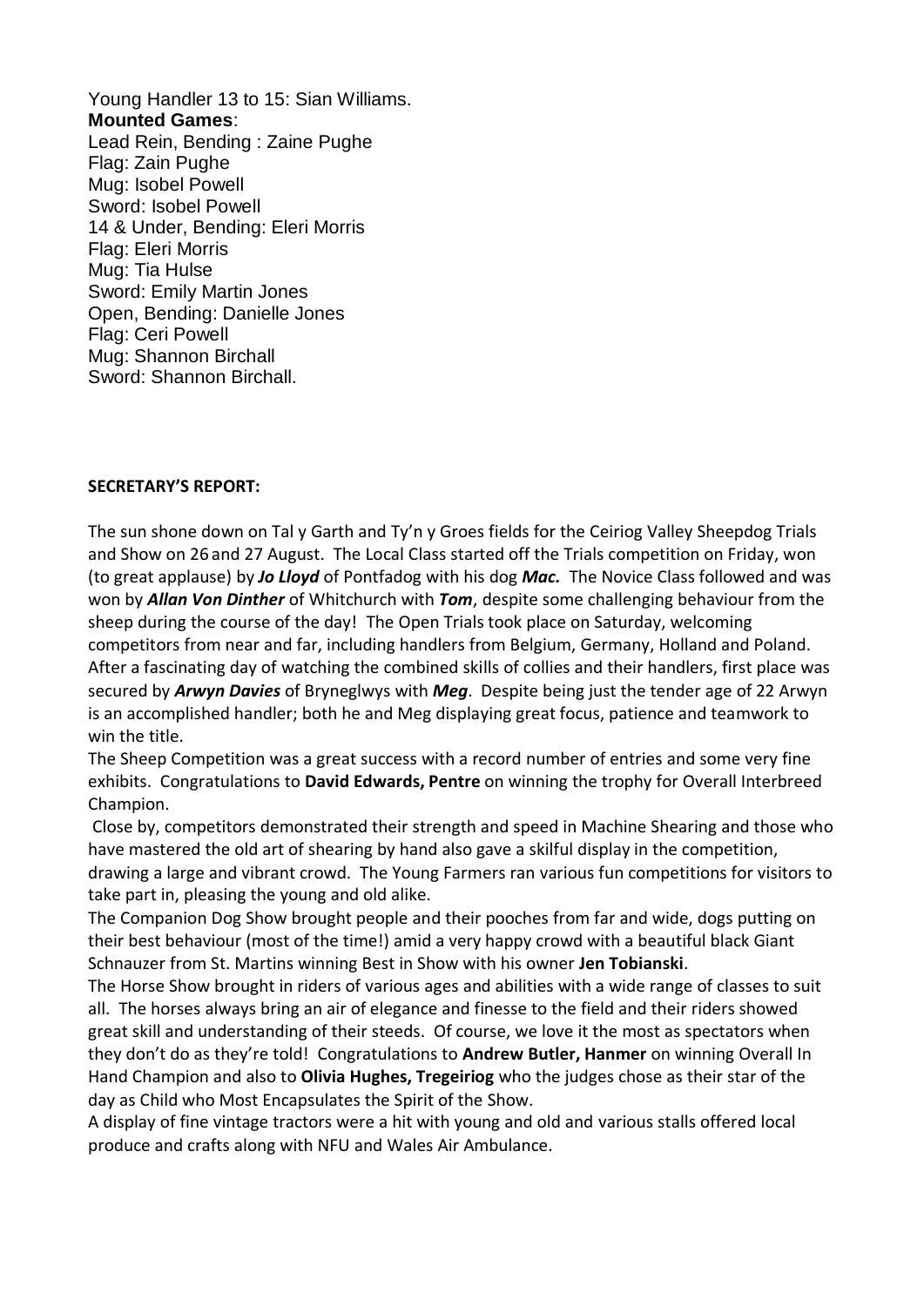Young Handler 13 to 15: Sian Williams.

**Mounted Games**:

Lead Rein, Bending : Zaine Pughe
Flag: Zain Pughe
Mug: Isobel Powell
Sword: Isobel Powell
14 & Under, Bending: Eleri Morris
Flag: Eleri Morris
Mug: Tia Hulse
Sword: Emily Martin Jones
Open, Bending: Danielle Jones
Flag: Ceri Powell
Mug: Shannon Birchall
Sword: Shannon Birchall.

**SECRETARY'S REPORT:**

The sun shone down on Tal y Garth and Ty'n y Groes fields for the Ceiriog Valley Sheepdog Trials and Show on 26 and 27 August. The Local Class started off the Trials competition on Friday, won (to great applause) by ***Jo Lloyd*** of Pontfadog with his dog ***Mac.*** The Novice Class followed and was won by ***Allan Von Dinther*** of Whitchurch with ***Tom***, despite some challenging behaviour from the sheep during the course of the day! The Open Trials took place on Saturday, welcoming competitors from near and far, including handlers from Belgium, Germany, Holland and Poland. After a fascinating day of watching the combined skills of collies and their handlers, first place was secured by ***Arwyn Davies*** of Bryneglwys with ***Meg***. Despite being just the tender age of 22 Arwyn is an accomplished handler; both he and Meg displaying great focus, patience and teamwork to win the title.

The Sheep Competition was a great success with a record number of entries and some very fine exhibits. Congratulations to **David Edwards, Pentre** on winning the trophy for Overall Interbreed Champion.

Close by, competitors demonstrated their strength and speed in Machine Shearing and those who have mastered the old art of shearing by hand also gave a skilful display in the competition, drawing a large and vibrant crowd. The Young Farmers ran various fun competitions for visitors to take part in, pleasing the young and old alike.

The Companion Dog Show brought people and their pooches from far and wide, dogs putting on their best behaviour (most of the time!) amid a very happy crowd with a beautiful black Giant Schnauzer from St. Martins winning Best in Show with his owner **Jen Tobianski**.

The Horse Show brought in riders of various ages and abilities with a wide range of classes to suit all. The horses always bring an air of elegance and finesse to the field and their riders showed great skill and understanding of their steeds. Of course, we love it the most as spectators when they don't do as they're told! Congratulations to **Andrew Butler, Hanmer** on winning Overall In Hand Champion and also to **Olivia Hughes, Tregeiriog** who the judges chose as their star of the day as Child who Most Encapsulates the Spirit of the Show.

A display of fine vintage tractors were a hit with young and old and various stalls offered local produce and crafts along with NFU and Wales Air Ambulance.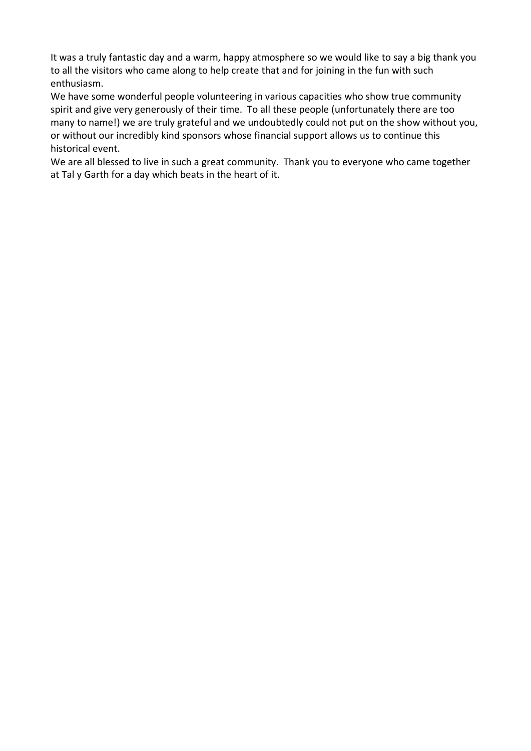It was a truly fantastic day and a warm, happy atmosphere so we would like to say a big thank you to all the visitors who came along to help create that and for joining in the fun with such enthusiasm.

We have some wonderful people volunteering in various capacities who show true community spirit and give very generously of their time. To all these people (unfortunately there are too many to name!) we are truly grateful and we undoubtedly could not put on the show without you, or without our incredibly kind sponsors whose financial support allows us to continue this historical event.

We are all blessed to live in such a great community. Thank you to everyone who came together at Tal y Garth for a day which beats in the heart of it.